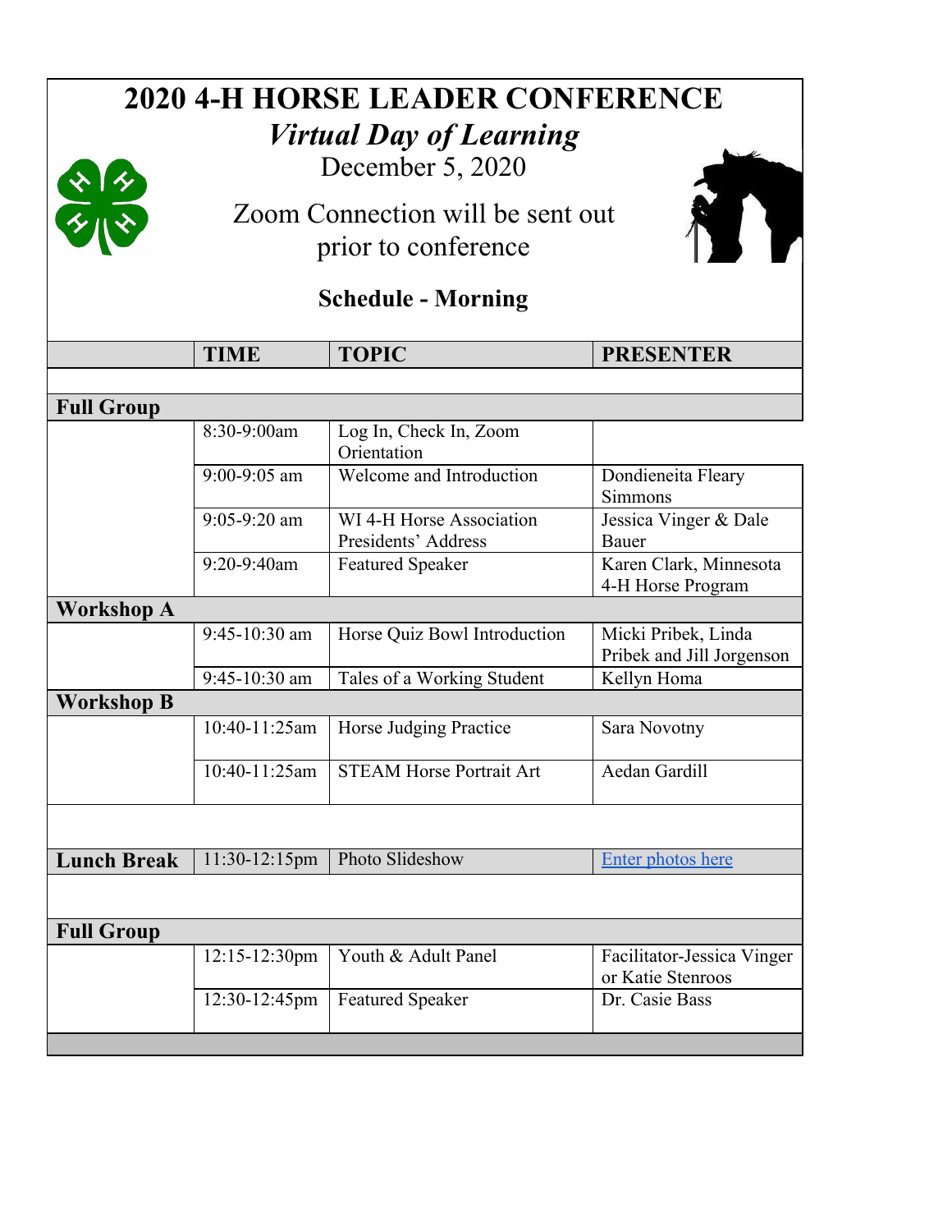# 2020 4-H HORSE LEADER CONFERENCE

## *Virtual Day of Learning*

December 5, 2020

Zoom Connection will be sent out prior to conference

### Schedule - Morning

| | TIME | TOPIC | PRESENTER |
|---|---|---|---|
| **Full Group** | | | |
| | 8:30-9:00am | Log In, Check In, Zoom Orientation | |
| | 9:00-9:05 am | Welcome and Introduction | Dondieneita Fleary Simmons |
| | 9:05-9:20 am | WI 4-H Horse Association Presidents' Address | Jessica Vinger & Dale Bauer |
| | 9:20-9:40am | Featured Speaker | Karen Clark, Minnesota 4-H Horse Program |
| **Workshop A** | | | |
| | 9:45-10:30 am | Horse Quiz Bowl Introduction | Micki Pribek, Linda Pribek and Jill Jorgenson |
| | 9:45-10:30 am | Tales of a Working Student | Kellyn Homa |
| **Workshop B** | | | |
| | 10:40-11:25am | Horse Judging Practice | Sara Novotny |
| | 10:40-11:25am | STEAM Horse Portrait Art | Aedan Gardill |
| **Lunch Break** | 11:30-12:15pm | Photo Slideshow | Enter photos here |
| **Full Group** | | | |
| | 12:15-12:30pm | Youth & Adult Panel | Facilitator-Jessica Vinger or Katie Stenroos |
| | 12:30-12:45pm | Featured Speaker | Dr. Casie Bass |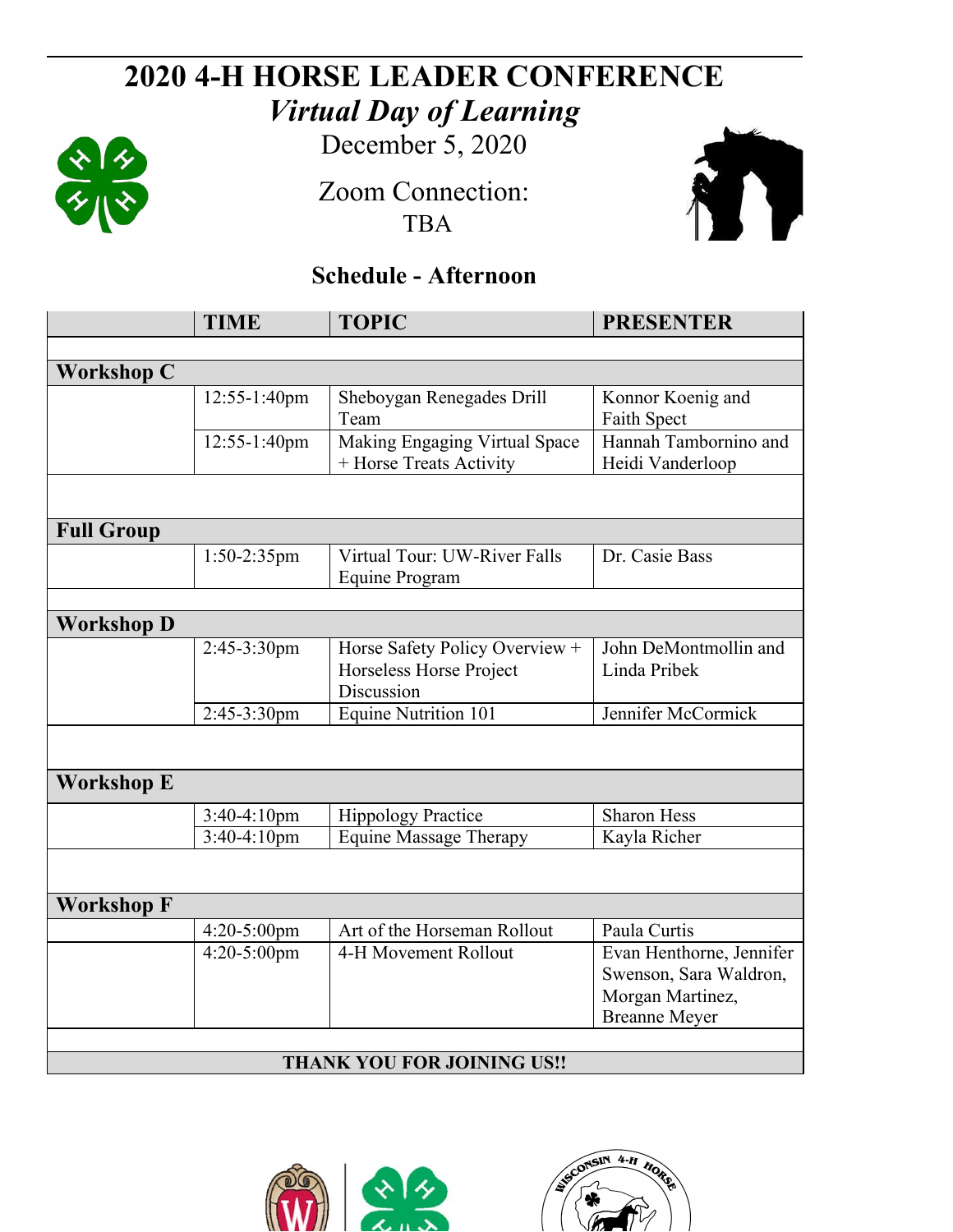# 2020 4-H HORSE LEADER CONFERENCE

## *Virtual Day of Learning*

December 5, 2020

Zoom Connection:
TBA

### Schedule - Afternoon

| | TIME | TOPIC | PRESENTER |
|---|---|---|---|
| **Workshop C** | | | |
| | 12:55-1:40pm | Sheboygan Renegades Drill Team | Konnor Koenig and Faith Spect |
| | 12:55-1:40pm | Making Engaging Virtual Space + Horse Treats Activity | Hannah Tambornino and Heidi Vanderloop |
| **Full Group** | | | |
| | 1:50-2:35pm | Virtual Tour: UW-River Falls Equine Program | Dr. Casie Bass |
| **Workshop D** | | | |
| | 2:45-3:30pm | Horse Safety Policy Overview + Horseless Horse Project Discussion | John DeMontmollin and Linda Pribek |
| | 2:45-3:30pm | Equine Nutrition 101 | Jennifer McCormick |
| **Workshop E** | | | |
| | 3:40-4:10pm | Hippology Practice | Sharon Hess |
| | 3:40-4:10pm | Equine Massage Therapy | Kayla Richer |
| **Workshop F** | | | |
| | 4:20-5:00pm | Art of the Horseman Rollout | Paula Curtis |
| | 4:20-5:00pm | 4-H Movement Rollout | Evan Henthorne, Jennifer Swenson, Sara Waldron, Morgan Martinez, Breanne Meyer |

**THANK YOU FOR JOINING US!!**